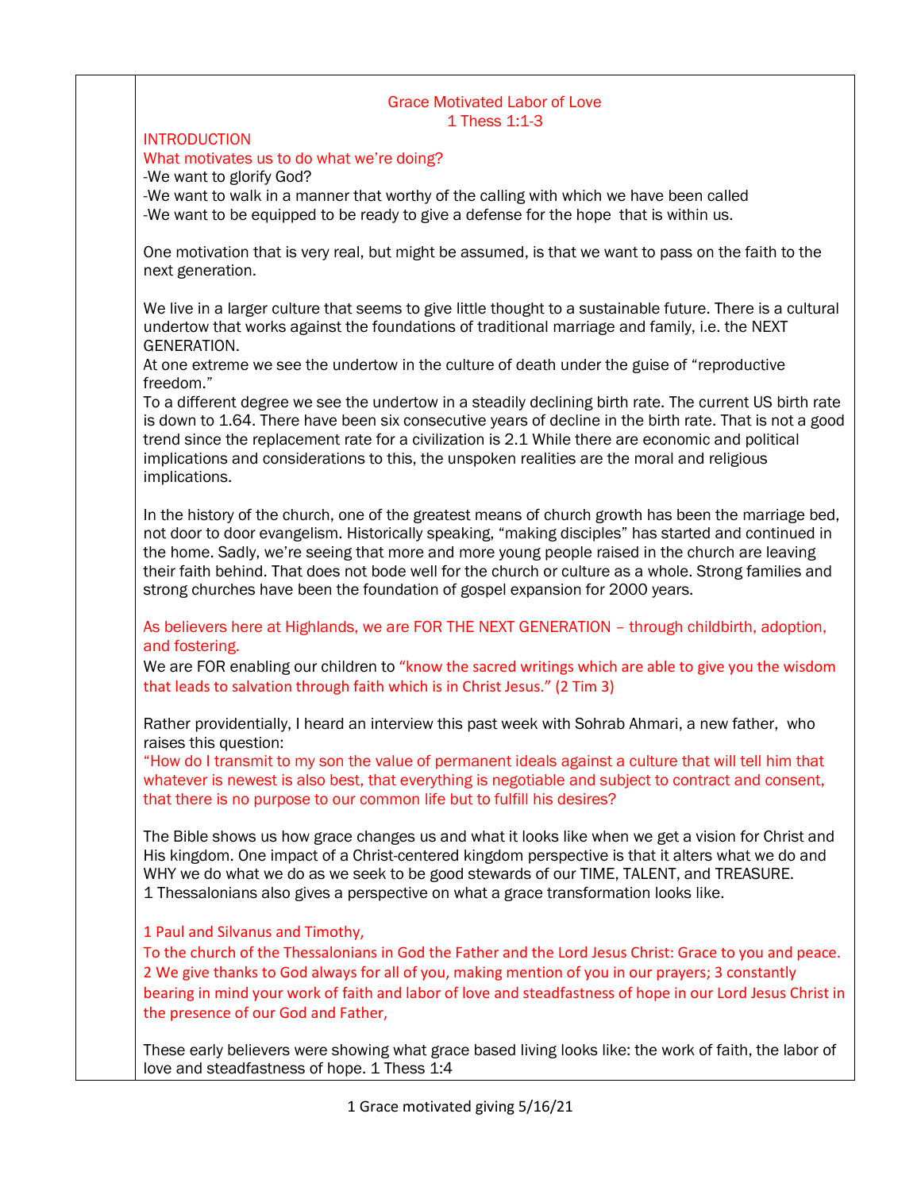# Grace Motivated Labor of Love
## 1 Thess 1:1-3

## INTRODUCTION

### What motivates us to do what we're doing?

-We want to glorify God?
-We want to walk in a manner that worthy of the calling with which we have been called
-We want to be equipped to be ready to give a defense for the hope that is within us.

One motivation that is very real, but might be assumed, is that we want to pass on the faith to the next generation.

We live in a larger culture that seems to give little thought to a sustainable future. There is a cultural undertow that works against the foundations of traditional marriage and family, i.e. the NEXT GENERATION.
At one extreme we see the undertow in the culture of death under the guise of "reproductive freedom."
To a different degree we see the undertow in a steadily declining birth rate. The current US birth rate is down to 1.64. There have been six consecutive years of decline in the birth rate. That is not a good trend since the replacement rate for a civilization is 2.1 While there are economic and political implications and considerations to this, the unspoken realities are the moral and religious implications.

In the history of the church, one of the greatest means of church growth has been the marriage bed, not door to door evangelism. Historically speaking, "making disciples" has started and continued in the home. Sadly, we're seeing that more and more young people raised in the church are leaving their faith behind. That does not bode well for the church or culture as a whole. Strong families and strong churches have been the foundation of gospel expansion for 2000 years.

As believers here at Highlands, we are FOR THE NEXT GENERATION – through childbirth, adoption, and fostering.
We are FOR enabling our children to "know the sacred writings which are able to give you the wisdom that leads to salvation through faith which is in Christ Jesus." (2 Tim 3)

Rather providentially, I heard an interview this past week with Sohrab Ahmari, a new father, who raises this question:
"How do I transmit to my son the value of permanent ideals against a culture that will tell him that whatever is newest is also best, that everything is negotiable and subject to contract and consent, that there is no purpose to our common life but to fulfill his desires?

The Bible shows us how grace changes us and what it looks like when we get a vision for Christ and His kingdom. One impact of a Christ-centered kingdom perspective is that it alters what we do and WHY we do what we do as we seek to be good stewards of our TIME, TALENT, and TREASURE.
1 Thessalonians also gives a perspective on what a grace transformation looks like.

1 Paul and Silvanus and Timothy,
To the church of the Thessalonians in God the Father and the Lord Jesus Christ: Grace to you and peace.
2 We give thanks to God always for all of you, making mention of you in our prayers; 3 constantly bearing in mind your work of faith and labor of love and steadfastness of hope in our Lord Jesus Christ in the presence of our God and Father,

These early believers were showing what grace based living looks like: the work of faith, the labor of love and steadfastness of hope. 1 Thess 1:4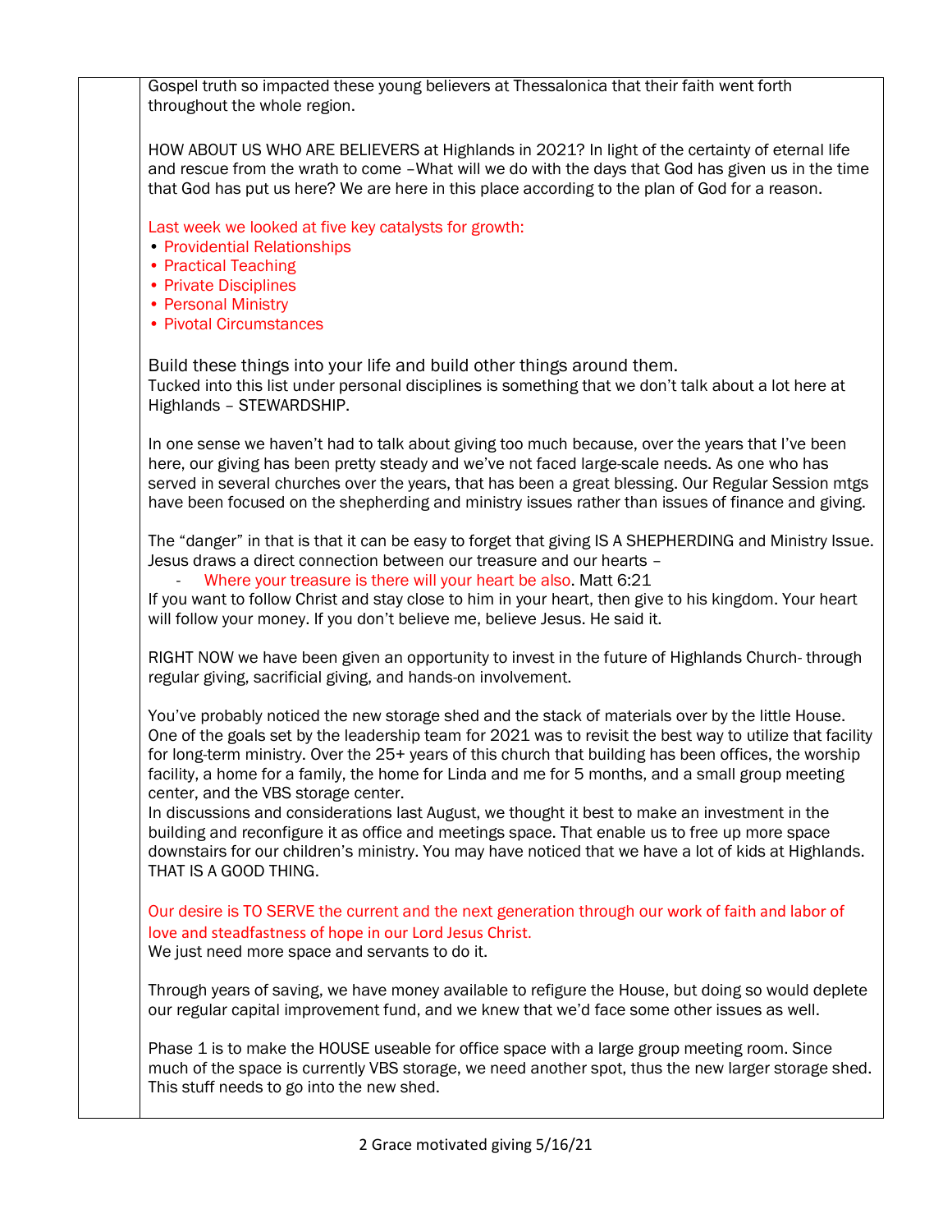Gospel truth so impacted these young believers at Thessalonica that their faith went forth throughout the whole region.

HOW ABOUT US WHO ARE BELIEVERS at Highlands in 2021? In light of the certainty of eternal life and rescue from the wrath to come –What will we do with the days that God has given us in the time that God has put us here? We are here in this place according to the plan of God for a reason.

Last week we looked at five key catalysts for growth:

- Providential Relationships
- Practical Teaching
- Private Disciplines
- Personal Ministry
- Pivotal Circumstances

Build these things into your life and build other things around them.
Tucked into this list under personal disciplines is something that we don't talk about a lot here at Highlands – STEWARDSHIP.

In one sense we haven't had to talk about giving too much because, over the years that I've been here, our giving has been pretty steady and we've not faced large-scale needs. As one who has served in several churches over the years, that has been a great blessing. Our Regular Session mtgs have been focused on the shepherding and ministry issues rather than issues of finance and giving.

The "danger" in that is that it can be easy to forget that giving IS A SHEPHERDING and Ministry Issue. Jesus draws a direct connection between our treasure and our hearts –

- Where your treasure is there will your heart be also. Matt 6:21

If you want to follow Christ and stay close to him in your heart, then give to his kingdom. Your heart will follow your money. If you don't believe me, believe Jesus. He said it.

RIGHT NOW we have been given an opportunity to invest in the future of Highlands Church- through regular giving, sacrificial giving, and hands-on involvement.

You've probably noticed the new storage shed and the stack of materials over by the little House. One of the goals set by the leadership team for 2021 was to revisit the best way to utilize that facility for long-term ministry. Over the 25+ years of this church that building has been offices, the worship facility, a home for a family, the home for Linda and me for 5 months, and a small group meeting center, and the VBS storage center.
In discussions and considerations last August, we thought it best to make an investment in the building and reconfigure it as office and meetings space. That enable us to free up more space downstairs for our children's ministry. You may have noticed that we have a lot of kids at Highlands. THAT IS A GOOD THING.

Our desire is TO SERVE the current and the next generation through our work of faith and labor of love and steadfastness of hope in our Lord Jesus Christ.
We just need more space and servants to do it.

Through years of saving, we have money available to refigure the House, but doing so would deplete our regular capital improvement fund, and we knew that we'd face some other issues as well.

Phase 1 is to make the HOUSE useable for office space with a large group meeting room. Since much of the space is currently VBS storage, we need another spot, thus the new larger storage shed. This stuff needs to go into the new shed.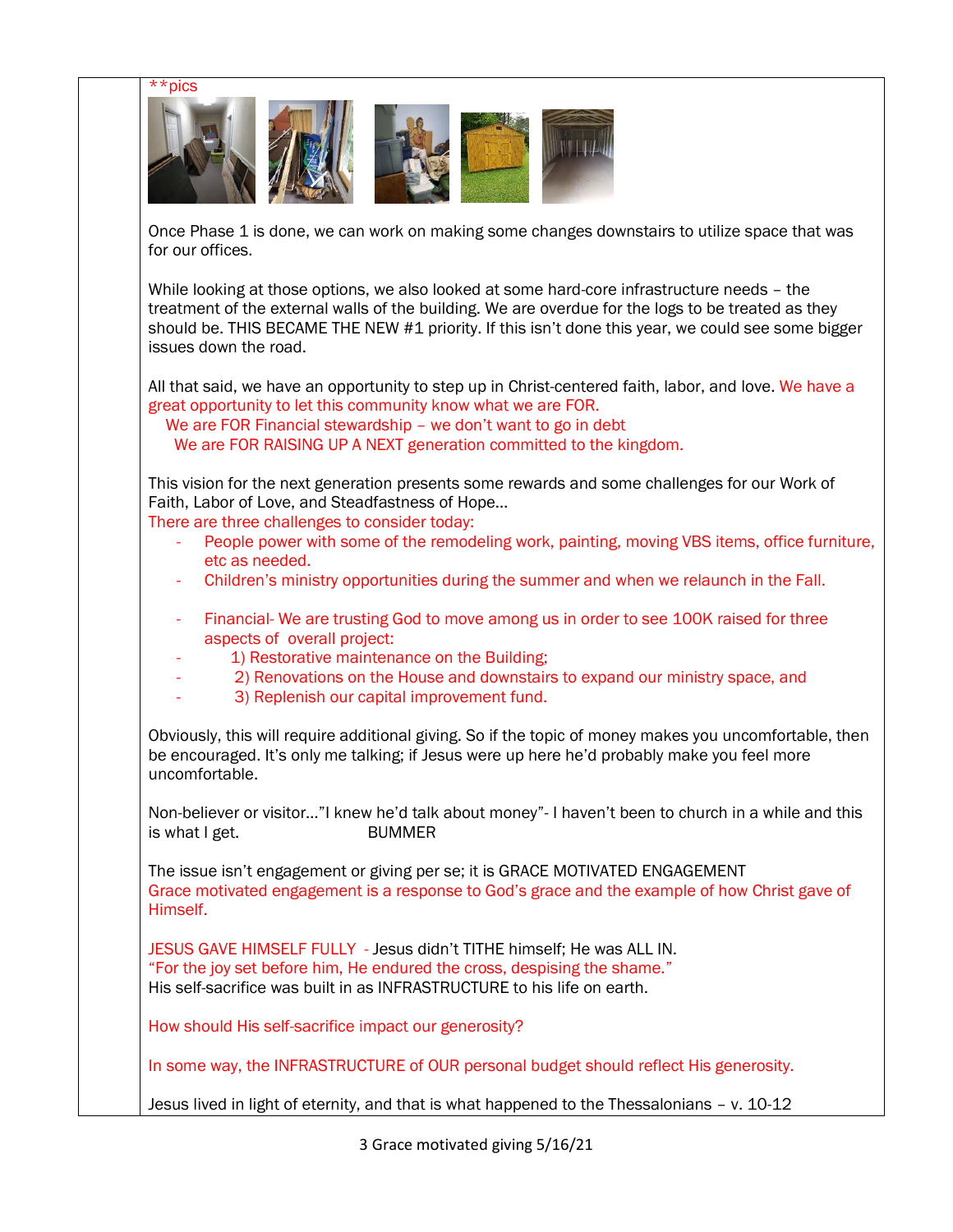**pics

Once Phase 1 is done, we can work on making some changes downstairs to utilize space that was for our offices.

While looking at those options, we also looked at some hard-core infrastructure needs – the treatment of the external walls of the building. We are overdue for the logs to be treated as they should be. THIS BECAME THE NEW #1 priority. If this isn't done this year, we could see some bigger issues down the road.

All that said, we have an opportunity to step up in Christ-centered faith, labor, and love. We have a great opportunity to let this community know what we are FOR.

We are FOR Financial stewardship – we don't want to go in debt

We are FOR RAISING UP A NEXT generation committed to the kingdom.

This vision for the next generation presents some rewards and some challenges for our Work of Faith, Labor of Love, and Steadfastness of Hope…

There are three challenges to consider today:

- People power with some of the remodeling work, painting, moving VBS items, office furniture, etc as needed.
- Children's ministry opportunities during the summer and when we relaunch in the Fall.

- Financial- We are trusting God to move among us in order to see 100K raised for three aspects of overall project:
- 1) Restorative maintenance on the Building;
- 2) Renovations on the House and downstairs to expand our ministry space, and
- 3) Replenish our capital improvement fund.

Obviously, this will require additional giving. So if the topic of money makes you uncomfortable, then be encouraged. It's only me talking; if Jesus were up here he'd probably make you feel more uncomfortable.

Non-believer or visitor…"I knew he'd talk about money"- I haven't been to church in a while and this is what I get. BUMMER

The issue isn't engagement or giving per se; it is GRACE MOTIVATED ENGAGEMENT

Grace motivated engagement is a response to God's grace and the example of how Christ gave of Himself.

JESUS GAVE HIMSELF FULLY - Jesus didn't TITHE himself; He was ALL IN.

"For the joy set before him, He endured the cross, despising the shame."

His self-sacrifice was built in as INFRASTRUCTURE to his life on earth.

How should His self-sacrifice impact our generosity?

In some way, the INFRASTRUCTURE of OUR personal budget should reflect His generosity.

Jesus lived in light of eternity, and that is what happened to the Thessalonians – v. 10-12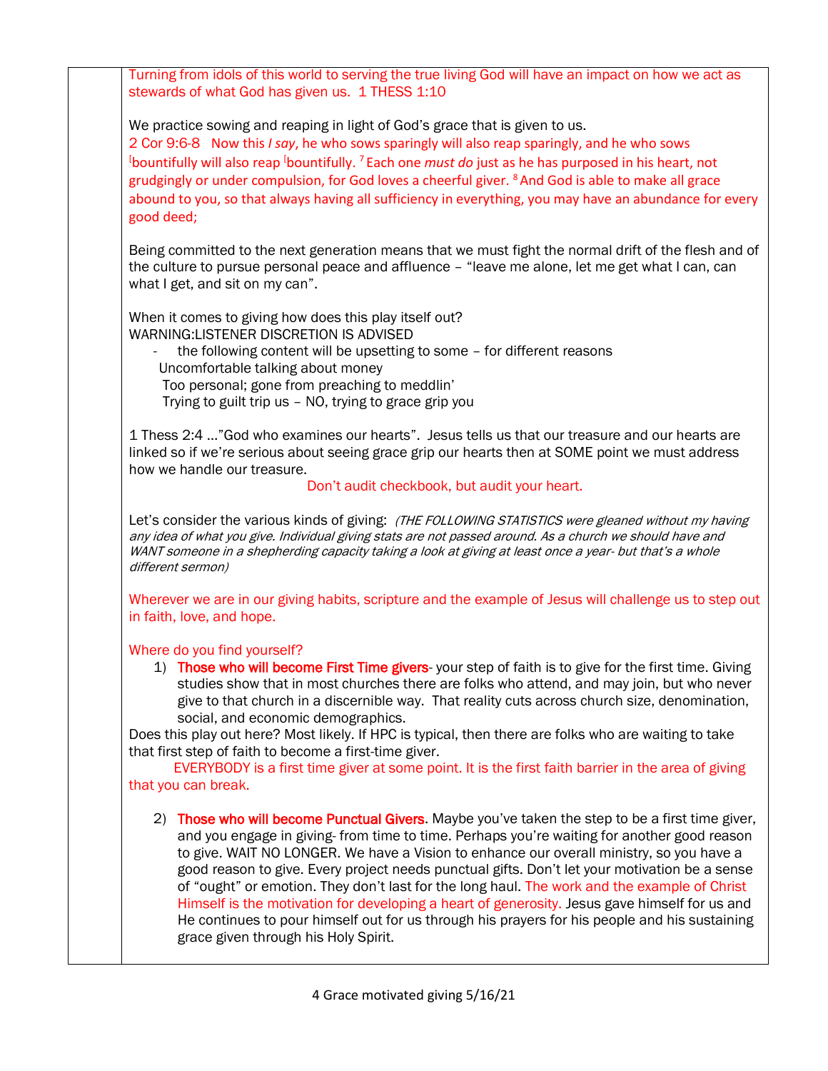Turning from idols of this world to serving the true living God will have an impact on how we act as stewards of what God has given us. 1 THESS 1:10

We practice sowing and reaping in light of God's grace that is given to us.

2 Cor 9:6-8 Now this *I say*, he who sows sparingly will also reap sparingly, and he who sows [bountifully will also reap [bountifully. [7] Each one *must do* just as he has purposed in his heart, not grudgingly or under compulsion, for God loves a cheerful giver. [8] And God is able to make all grace abound to you, so that always having all sufficiency in everything, you may have an abundance for every good deed;

Being committed to the next generation means that we must fight the normal drift of the flesh and of the culture to pursue personal peace and affluence – "leave me alone, let me get what I can, can what I get, and sit on my can".

When it comes to giving how does this play itself out?
WARNING:LISTENER DISCRETION IS ADVISED

- the following content will be upsetting to some – for different reasons
  Uncomfortable talking about money
  Too personal; gone from preaching to meddlin'
  Trying to guilt trip us – NO, trying to grace grip you

1 Thess 2:4 …"God who examines our hearts". Jesus tells us that our treasure and our hearts are linked so if we're serious about seeing grace grip our hearts then at SOME point we must address how we handle our treasure.

Don't audit checkbook, but audit your heart.

Let's consider the various kinds of giving: *(THE FOLLOWING STATISTICS were gleaned without my having any idea of what you give. Individual giving stats are not passed around. As a church we should have and WANT someone in a shepherding capacity taking a look at giving at least once a year- but that's a whole different sermon)*

Wherever we are in our giving habits, scripture and the example of Jesus will challenge us to step out in faith, love, and hope.

Where do you find yourself?

1) **Those who will become First Time givers**- your step of faith is to give for the first time. Giving studies show that in most churches there are folks who attend, and may join, but who never give to that church in a discernible way. That reality cuts across church size, denomination, social, and economic demographics.

Does this play out here? Most likely. If HPC is typical, then there are folks who are waiting to take that first step of faith to become a first-time giver.

EVERYBODY is a first time giver at some point. It is the first faith barrier in the area of giving that you can break.

2) **Those who will become Punctual Givers**. Maybe you've taken the step to be a first time giver, and you engage in giving- from time to time. Perhaps you're waiting for another good reason to give. WAIT NO LONGER. We have a Vision to enhance our overall ministry, so you have a good reason to give. Every project needs punctual gifts. Don't let your motivation be a sense of "ought" or emotion. They don't last for the long haul. The work and the example of Christ Himself is the motivation for developing a heart of generosity. Jesus gave himself for us and He continues to pour himself out for us through his prayers for his people and his sustaining grace given through his Holy Spirit.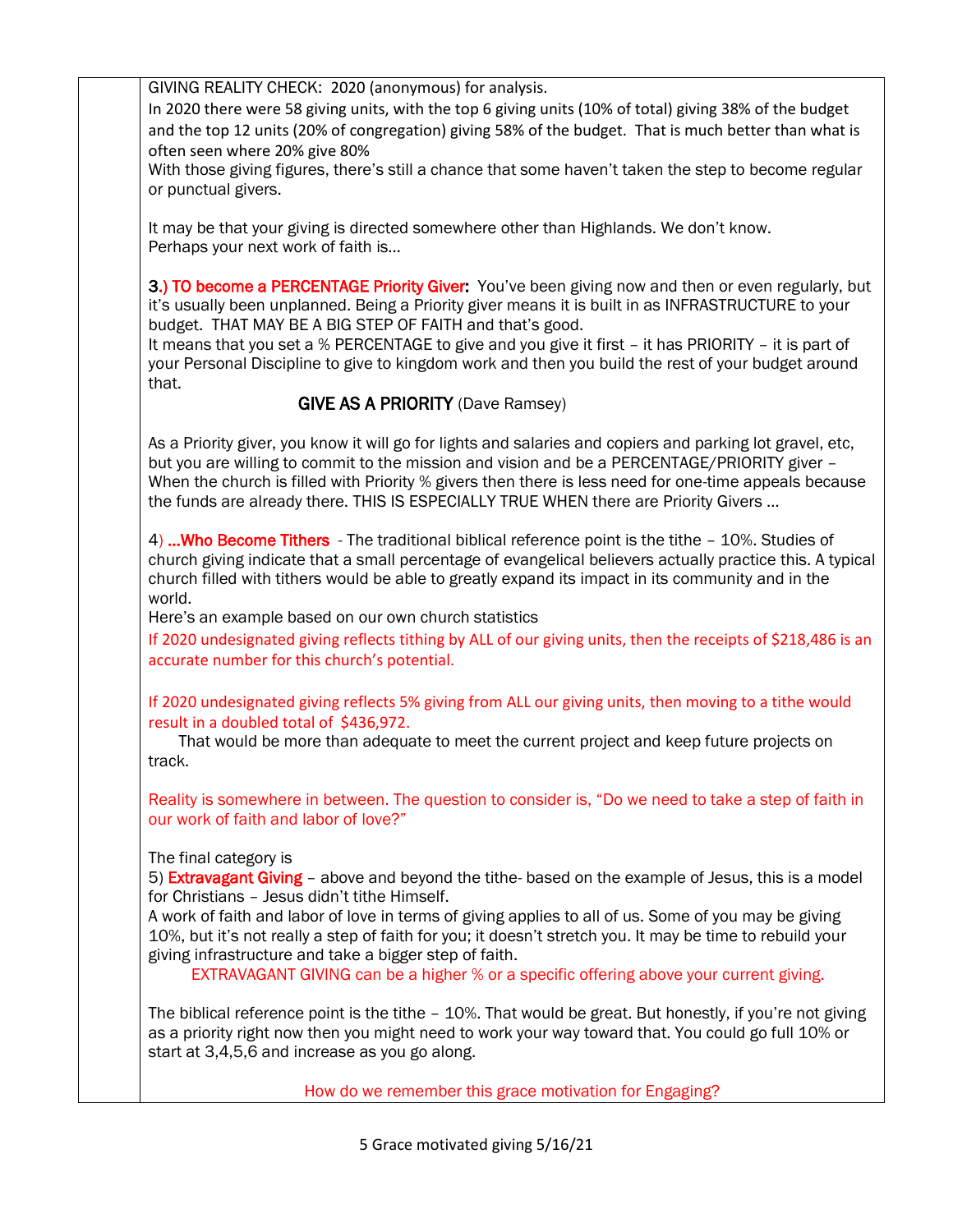GIVING REALITY CHECK: 2020 (anonymous) for analysis.

In 2020 there were 58 giving units, with the top 6 giving units (10% of total) giving 38% of the budget and the top 12 units (20% of congregation) giving 58% of the budget. That is much better than what is often seen where 20% give 80%

With those giving figures, there's still a chance that some haven't taken the step to become regular or punctual givers.

It may be that your giving is directed somewhere other than Highlands. We don't know.
Perhaps your next work of faith is…

**3.) TO become a PERCENTAGE Priority Giver:** You've been giving now and then or even regularly, but it's usually been unplanned. Being a Priority giver means it is built in as INFRASTRUCTURE to your budget. THAT MAY BE A BIG STEP OF FAITH and that's good.

It means that you set a % PERCENTAGE to give and you give it first – it has PRIORITY – it is part of your Personal Discipline to give to kingdom work and then you build the rest of your budget around that.

**GIVE AS A PRIORITY** (Dave Ramsey)

As a Priority giver, you know it will go for lights and salaries and copiers and parking lot gravel, etc, but you are willing to commit to the mission and vision and be a PERCENTAGE/PRIORITY giver – When the church is filled with Priority % givers then there is less need for one-time appeals because the funds are already there. THIS IS ESPECIALLY TRUE WHEN there are Priority Givers …

4) **…Who Become Tithers** - The traditional biblical reference point is the tithe – 10%. Studies of church giving indicate that a small percentage of evangelical believers actually practice this. A typical church filled with tithers would be able to greatly expand its impact in its community and in the world.

Here's an example based on our own church statistics

If 2020 undesignated giving reflects tithing by ALL of our giving units, then the receipts of $218,486 is an accurate number for this church's potential.

If 2020 undesignated giving reflects 5% giving from ALL our giving units, then moving to a tithe would result in a doubled total of $436,972.

That would be more than adequate to meet the current project and keep future projects on track.

Reality is somewhere in between. The question to consider is, "Do we need to take a step of faith in our work of faith and labor of love?"

The final category is

5) **Extravagant Giving** – above and beyond the tithe- based on the example of Jesus, this is a model for Christians – Jesus didn't tithe Himself.

A work of faith and labor of love in terms of giving applies to all of us. Some of you may be giving 10%, but it's not really a step of faith for you; it doesn't stretch you. It may be time to rebuild your giving infrastructure and take a bigger step of faith.

EXTRAVAGANT GIVING can be a higher % or a specific offering above your current giving.

The biblical reference point is the tithe – 10%. That would be great. But honestly, if you're not giving as a priority right now then you might need to work your way toward that. You could go full 10% or start at 3,4,5,6 and increase as you go along.

How do we remember this grace motivation for Engaging?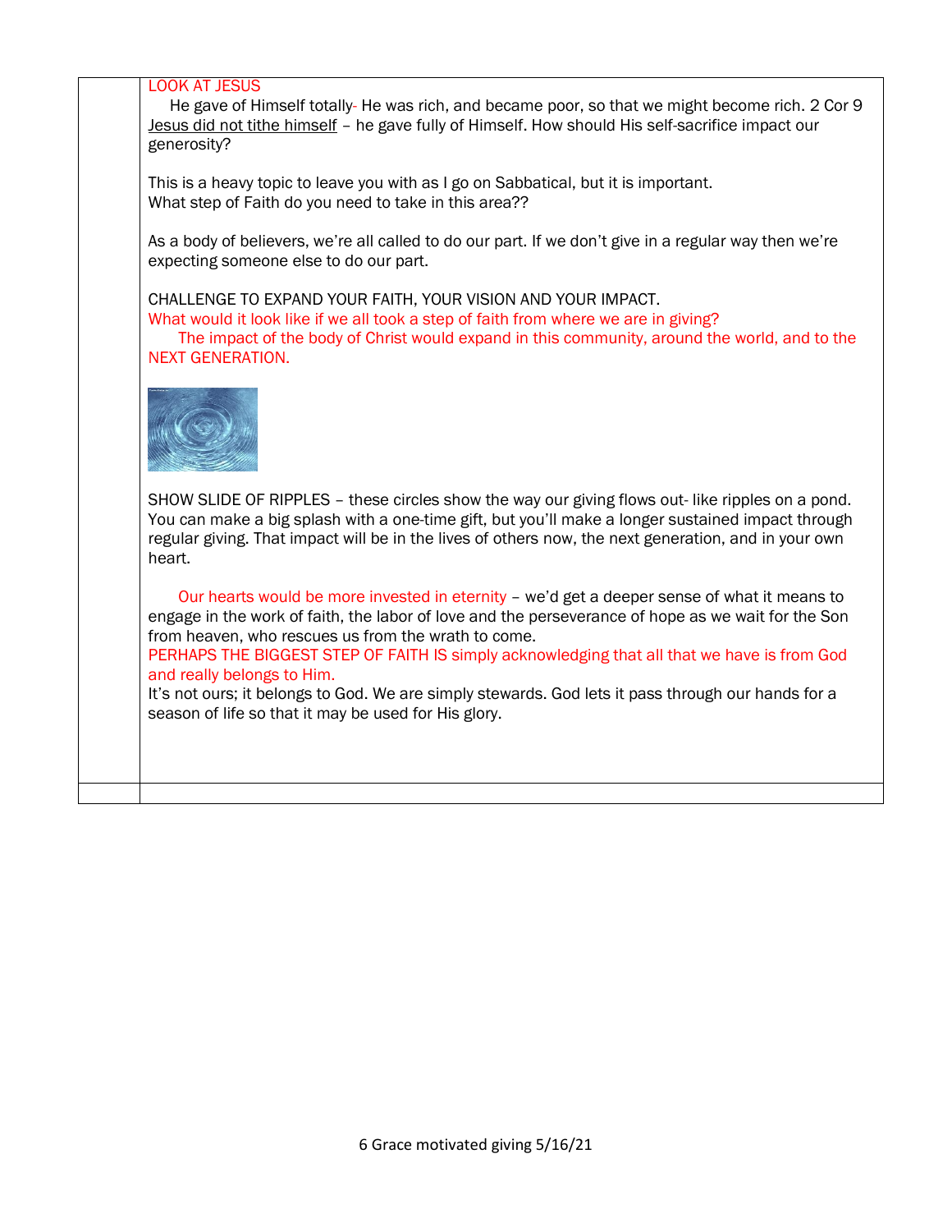LOOK AT JESUS

He gave of Himself totally- He was rich, and became poor, so that we might become rich. 2 Cor 9
Jesus did not tithe himself – he gave fully of Himself. How should His self-sacrifice impact our generosity?

This is a heavy topic to leave you with as I go on Sabbatical, but it is important.
What step of Faith do you need to take in this area??

As a body of believers, we're all called to do our part. If we don't give in a regular way then we're expecting someone else to do our part.

CHALLENGE TO EXPAND YOUR FAITH, YOUR VISION AND YOUR IMPACT.
What would it look like if we all took a step of faith from where we are in giving?
The impact of the body of Christ would expand in this community, around the world, and to the NEXT GENERATION.

SHOW SLIDE OF RIPPLES – these circles show the way our giving flows out- like ripples on a pond. You can make a big splash with a one-time gift, but you'll make a longer sustained impact through regular giving. That impact will be in the lives of others now, the next generation, and in your own heart.

Our hearts would be more invested in eternity – we'd get a deeper sense of what it means to engage in the work of faith, the labor of love and the perseverance of hope as we wait for the Son from heaven, who rescues us from the wrath to come.
PERHAPS THE BIGGEST STEP OF FAITH IS simply acknowledging that all that we have is from God and really belongs to Him.
It's not ours; it belongs to God. We are simply stewards. God lets it pass through our hands for a season of life so that it may be used for His glory.